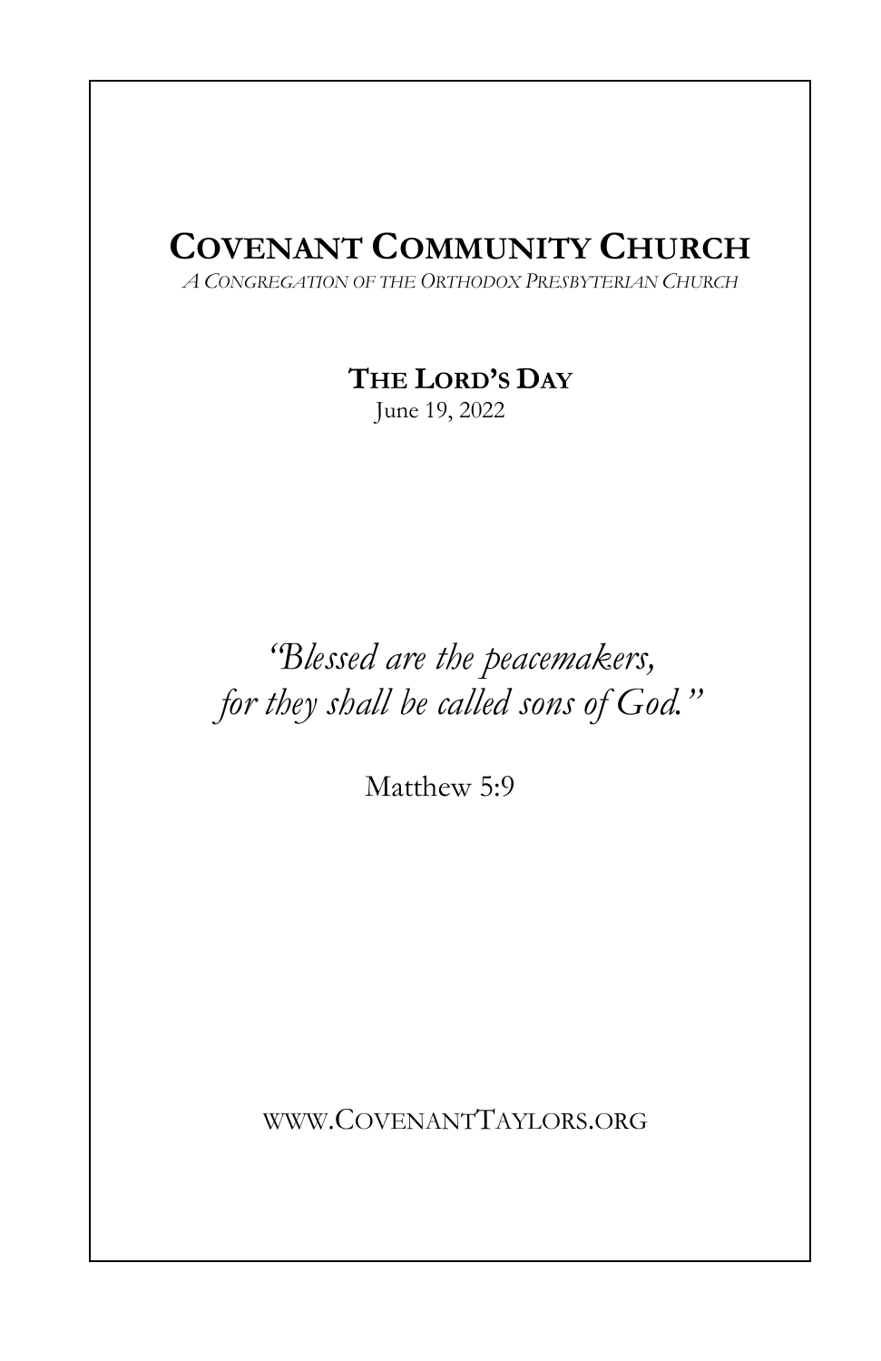# COVENANT COMMUNITY CHURCH

*A CONGREGATION OF THE ORTHODOX PRESBYTERIAN CHURCH*

## THE LORD'S DAY

June 19, 2022

*"Blessed are the peacemakers,*
*for they shall be called sons of God."*

Matthew 5:9

WWW.COVENANTTAYLORS.ORG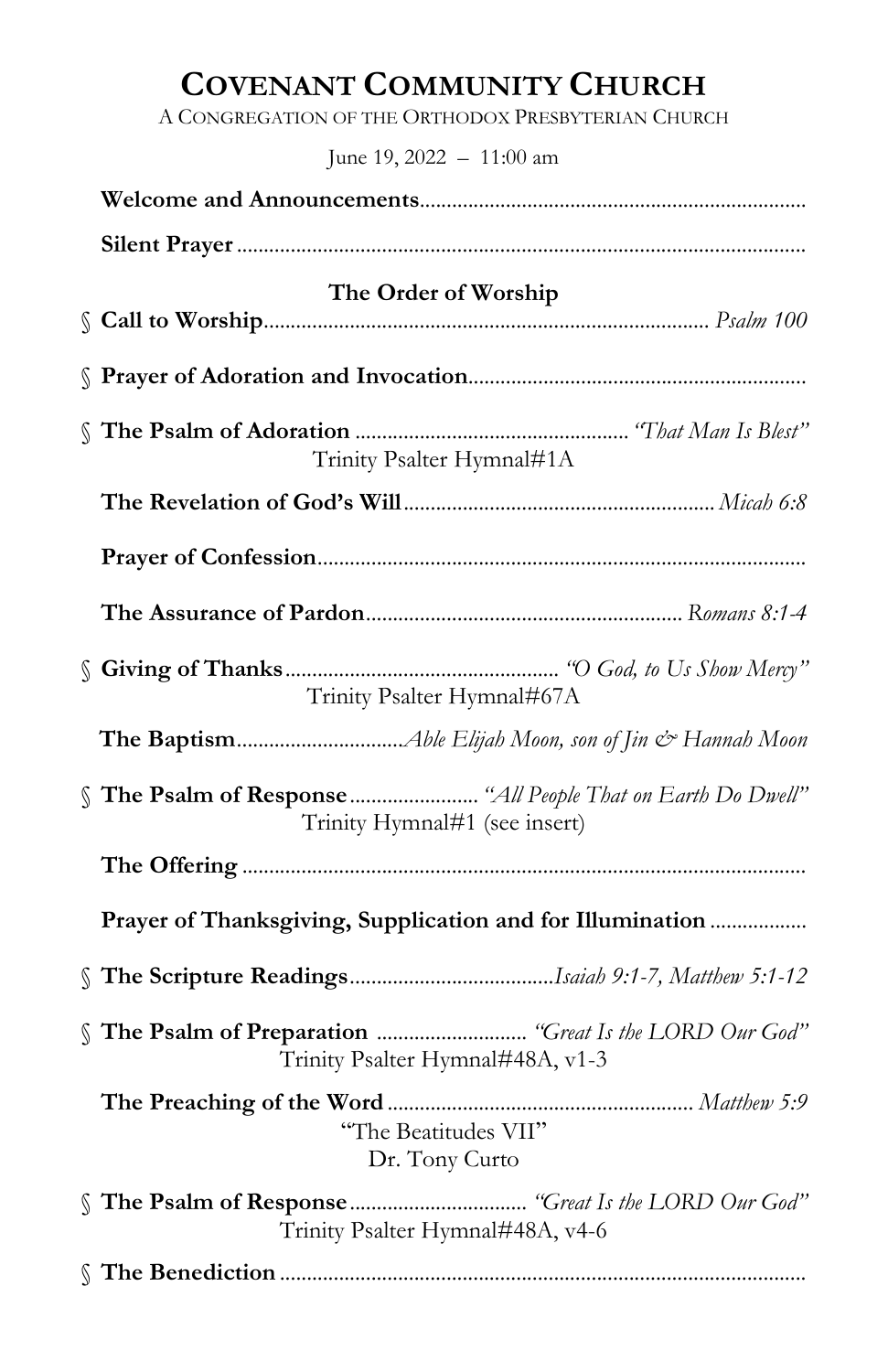# COVENANT COMMUNITY CHURCH

A CONGREGATION OF THE ORTHODOX PRESBYTERIAN CHURCH

June 19, 2022 – 11:00 am

**Welcome and Announcements**

**Silent Prayer**

## The Order of Worship

§ **Call to Worship** ... *Psalm 100*

§ **Prayer of Adoration and Invocation**

§ **The Psalm of Adoration** ... *"That Man Is Blest"*
Trinity Psalter Hymnal#1A

**The Revelation of God's Will** ... *Micah 6:8*

**Prayer of Confession**

**The Assurance of Pardon** ... *Romans 8:1-4*

§ **Giving of Thanks** ... *"O God, to Us Show Mercy"*
Trinity Psalter Hymnal#67A

**The Baptism** ... *Able Elijah Moon, son of Jin & Hannah Moon*

§ **The Psalm of Response** ... *"All People That on Earth Do Dwell"*
Trinity Hymnal#1 (see insert)

**The Offering**

**Prayer of Thanksgiving, Supplication and for Illumination**

§ **The Scripture Readings** ... *Isaiah 9:1-7, Matthew 5:1-12*

§ **The Psalm of Preparation** ... *"Great Is the LORD Our God"*
Trinity Psalter Hymnal#48A, v1-3

**The Preaching of the Word** ... *Matthew 5:9*
"The Beatitudes VII"
Dr. Tony Curto

§ **The Psalm of Response** ... *"Great Is the LORD Our God"*
Trinity Psalter Hymnal#48A, v4-6

§ **The Benediction**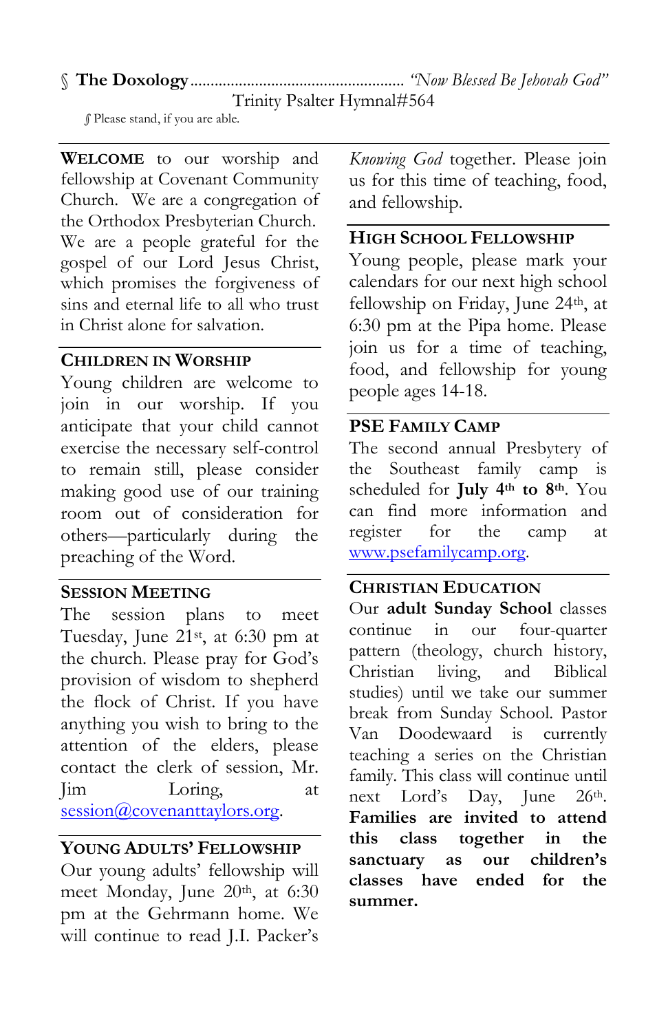§ **The Doxology**................................................... *"Now Blessed Be Jehovah God"*
Trinity Psalter Hymnal#564

§ Please stand, if you are able.

**WELCOME** to our worship and fellowship at Covenant Community Church. We are a congregation of the Orthodox Presbyterian Church. We are a people grateful for the gospel of our Lord Jesus Christ, which promises the forgiveness of sins and eternal life to all who trust in Christ alone for salvation.

## CHILDREN IN WORSHIP

Young children are welcome to join in our worship. If you anticipate that your child cannot exercise the necessary self-control to remain still, please consider making good use of our training room out of consideration for others—particularly during the preaching of the Word.

## SESSION MEETING

The session plans to meet Tuesday, June 21st, at 6:30 pm at the church. Please pray for God's provision of wisdom to shepherd the flock of Christ. If you have anything you wish to bring to the attention of the elders, please contact the clerk of session, Mr. Jim Loring, at session@covenanttaylors.org.

## YOUNG ADULTS' FELLOWSHIP

Our young adults' fellowship will meet Monday, June 20th, at 6:30 pm at the Gehrmann home. We will continue to read J.I. Packer's *Knowing God* together. Please join us for this time of teaching, food, and fellowship.

## HIGH SCHOOL FELLOWSHIP

Young people, please mark your calendars for our next high school fellowship on Friday, June 24th, at 6:30 pm at the Pipa home. Please join us for a time of teaching, food, and fellowship for young people ages 14-18.

## PSE FAMILY CAMP

The second annual Presbytery of the Southeast family camp is scheduled for **July 4th to 8th**. You can find more information and register for the camp at www.psefamilycamp.org.

## CHRISTIAN EDUCATION

Our **adult Sunday School** classes continue in our four-quarter pattern (theology, church history, Christian living, and Biblical studies) until we take our summer break from Sunday School. Pastor Van Doodewaard is currently teaching a series on the Christian family. This class will continue until next Lord's Day, June 26th. **Families are invited to attend this class together in the sanctuary as our children's classes have ended for the summer.**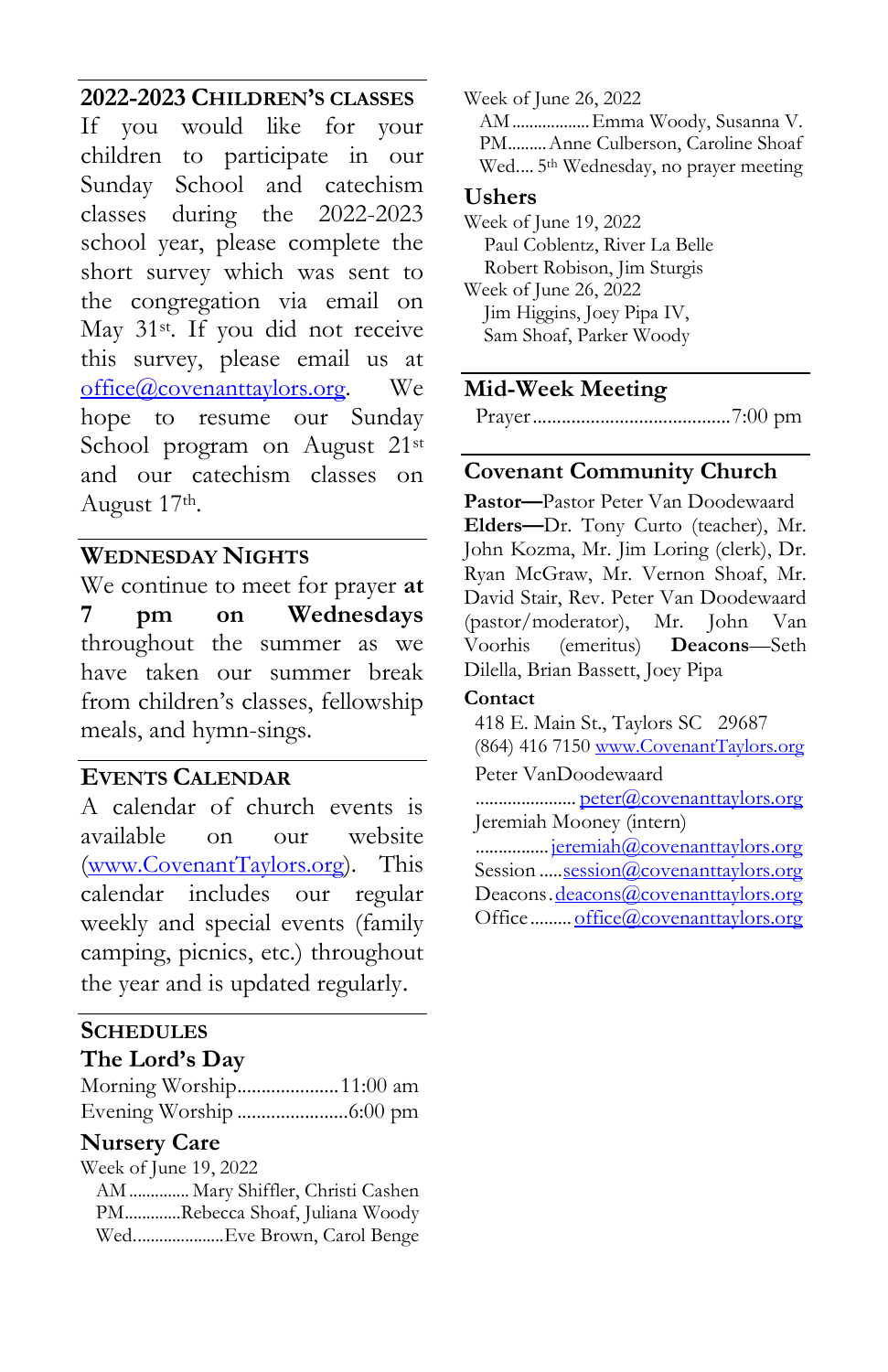## 2022-2023 Children's classes

If you would like for your children to participate in our Sunday School and catechism classes during the 2022-2023 school year, please complete the short survey which was sent to the congregation via email on May 31st. If you did not receive this survey, please email us at office@covenanttaylors.org. We hope to resume our Sunday School program on August 21st and our catechism classes on August 17th.

## Wednesday Nights

We continue to meet for prayer **at 7 pm on Wednesdays** throughout the summer as we have taken our summer break from children's classes, fellowship meals, and hymn-sings.

## Events Calendar

A calendar of church events is available on our website (www.CovenantTaylors.org). This calendar includes our regular weekly and special events (family camping, picnics, etc.) throughout the year and is updated regularly.

## Schedules

### The Lord's Day

Morning Worship.....................11:00 am
Evening Worship .......................6:00 pm

### Nursery Care

Week of June 19, 2022
AM .............. Mary Shiffler, Christi Cashen
PM.............Rebecca Shoaf, Juliana Woody
Wed.....................Eve Brown, Carol Benge

Week of June 26, 2022
AM ..................Emma Woody, Susanna V.
PM.........Anne Culberson, Caroline Shoaf
Wed.... 5th Wednesday, no prayer meeting

### Ushers

Week of June 19, 2022
Paul Coblentz, River La Belle
Robert Robison, Jim Sturgis

Week of June 26, 2022
Jim Higgins, Joey Pipa IV,
Sam Shoaf, Parker Woody

## Mid-Week Meeting

Prayer.........................................7:00 pm

## Covenant Community Church

**Pastor—**Pastor Peter Van Doodewaard

**Elders—**Dr. Tony Curto (teacher), Mr. John Kozma, Mr. Jim Loring (clerk), Dr. Ryan McGraw, Mr. Vernon Shoaf, Mr. David Stair, Rev. Peter Van Doodewaard (pastor/moderator), Mr. John Van Voorhis (emeritus) **Deacons**—Seth Dilella, Brian Bassett, Joey Pipa

### Contact

418 E. Main St., Taylors SC 29687
(864) 416 7150 www.CovenantTaylors.org

Peter VanDoodewaard
...................... peter@covenanttaylors.org

Jeremiah Mooney (intern)
................ jeremiah@covenanttaylors.org

Session .....session@covenanttaylors.org

Deacons .deacons@covenanttaylors.org

Office ......... office@covenanttaylors.org